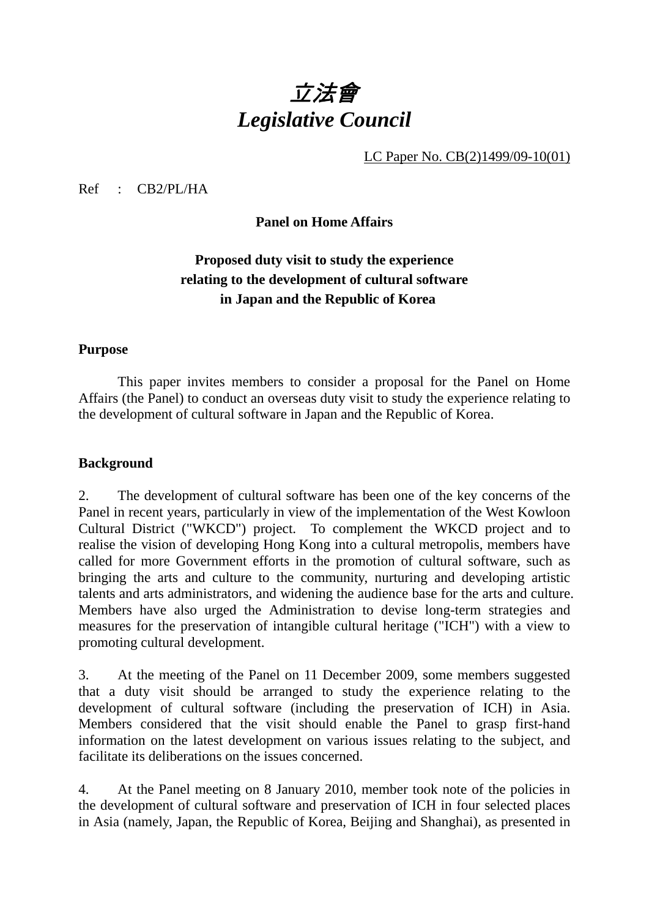# *立法會*
# *Legislative Council*

LC Paper No. CB(2)1499/09-10(01)

Ref : CB2/PL/HA

**Panel on Home Affairs**

**Proposed duty visit to study the experience relating to the development of cultural software in Japan and the Republic of Korea**

## Purpose

This paper invites members to consider a proposal for the Panel on Home Affairs (the Panel) to conduct an overseas duty visit to study the experience relating to the development of cultural software in Japan and the Republic of Korea.

## Background

2. The development of cultural software has been one of the key concerns of the Panel in recent years, particularly in view of the implementation of the West Kowloon Cultural District ("WKCD") project. To complement the WKCD project and to realise the vision of developing Hong Kong into a cultural metropolis, members have called for more Government efforts in the promotion of cultural software, such as bringing the arts and culture to the community, nurturing and developing artistic talents and arts administrators, and widening the audience base for the arts and culture. Members have also urged the Administration to devise long-term strategies and measures for the preservation of intangible cultural heritage ("ICH") with a view to promoting cultural development.

3. At the meeting of the Panel on 11 December 2009, some members suggested that a duty visit should be arranged to study the experience relating to the development of cultural software (including the preservation of ICH) in Asia. Members considered that the visit should enable the Panel to grasp first-hand information on the latest development on various issues relating to the subject, and facilitate its deliberations on the issues concerned.

4. At the Panel meeting on 8 January 2010, member took note of the policies in the development of cultural software and preservation of ICH in four selected places in Asia (namely, Japan, the Republic of Korea, Beijing and Shanghai), as presented in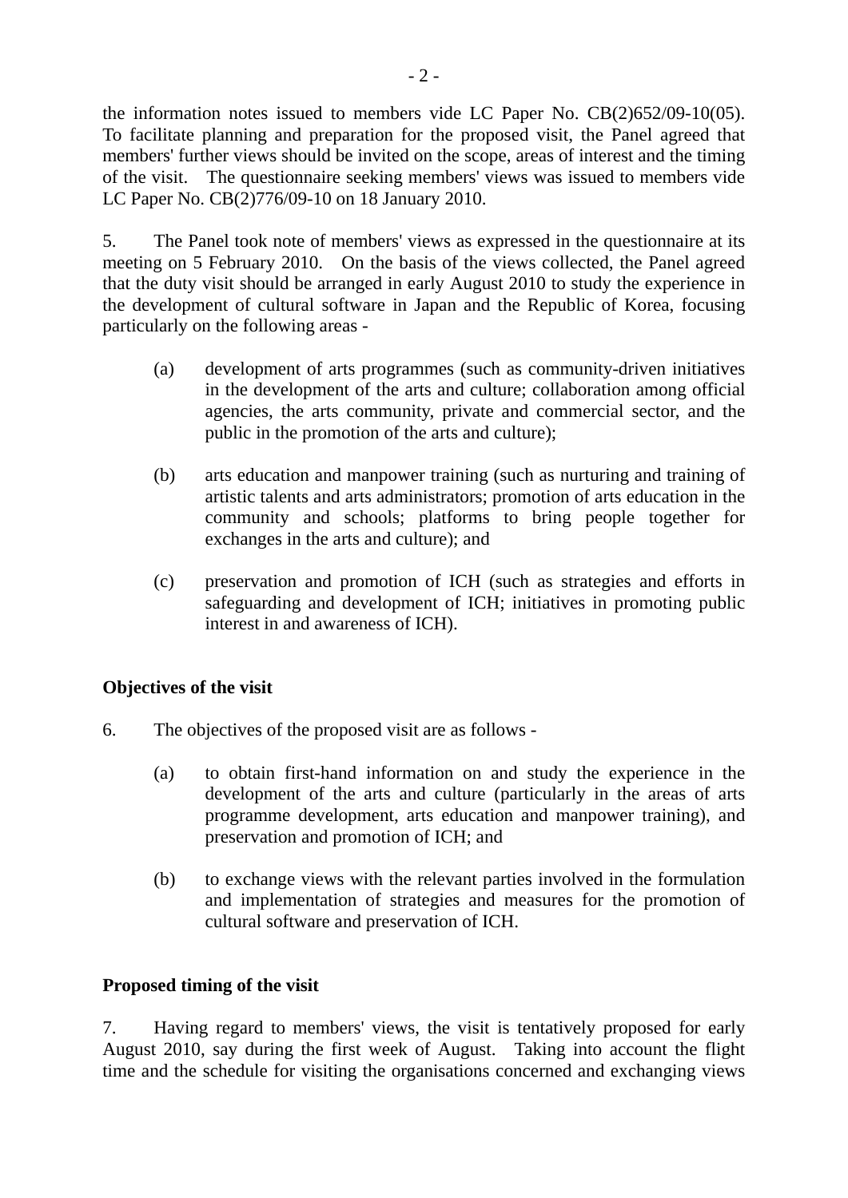the information notes issued to members vide LC Paper No. CB(2)652/09-10(05). To facilitate planning and preparation for the proposed visit, the Panel agreed that members' further views should be invited on the scope, areas of interest and the timing of the visit. The questionnaire seeking members' views was issued to members vide LC Paper No. CB(2)776/09-10 on 18 January 2010.

5. The Panel took note of members' views as expressed in the questionnaire at its meeting on 5 February 2010. On the basis of the views collected, the Panel agreed that the duty visit should be arranged in early August 2010 to study the experience in the development of cultural software in Japan and the Republic of Korea, focusing particularly on the following areas -

(a) development of arts programmes (such as community-driven initiatives in the development of the arts and culture; collaboration among official agencies, the arts community, private and commercial sector, and the public in the promotion of the arts and culture);

(b) arts education and manpower training (such as nurturing and training of artistic talents and arts administrators; promotion of arts education in the community and schools; platforms to bring people together for exchanges in the arts and culture); and

(c) preservation and promotion of ICH (such as strategies and efforts in safeguarding and development of ICH; initiatives in promoting public interest in and awareness of ICH).

**Objectives of the visit**

6. The objectives of the proposed visit are as follows -

(a) to obtain first-hand information on and study the experience in the development of the arts and culture (particularly in the areas of arts programme development, arts education and manpower training), and preservation and promotion of ICH; and

(b) to exchange views with the relevant parties involved in the formulation and implementation of strategies and measures for the promotion of cultural software and preservation of ICH.

**Proposed timing of the visit**

7. Having regard to members' views, the visit is tentatively proposed for early August 2010, say during the first week of August. Taking into account the flight time and the schedule for visiting the organisations concerned and exchanging views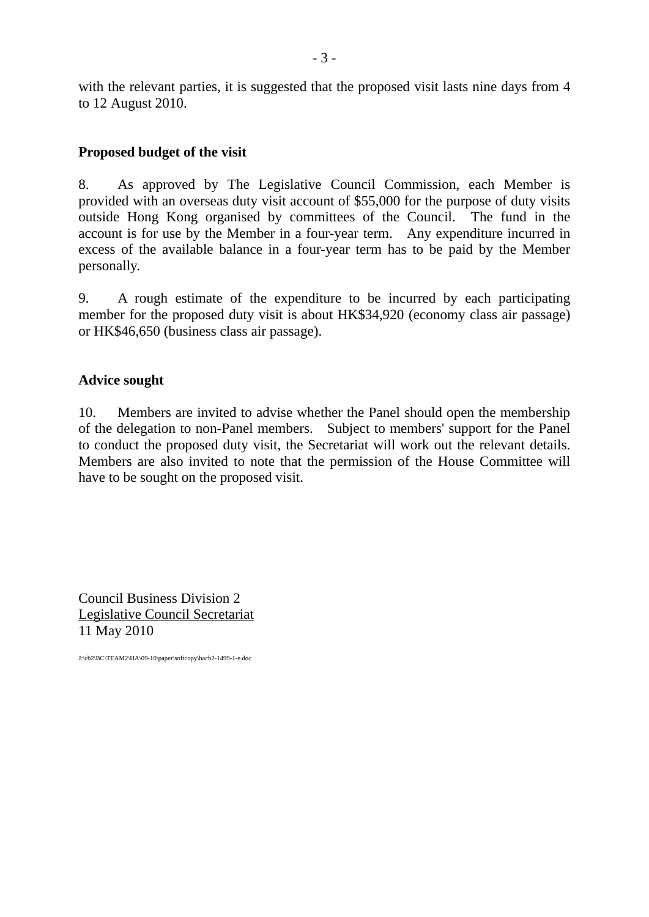with the relevant parties, it is suggested that the proposed visit lasts nine days from 4 to 12 August 2010.

**Proposed budget of the visit**

8. As approved by The Legislative Council Commission, each Member is provided with an overseas duty visit account of $55,000 for the purpose of duty visits outside Hong Kong organised by committees of the Council. The fund in the account is for use by the Member in a four-year term. Any expenditure incurred in excess of the available balance in a four-year term has to be paid by the Member personally.

9. A rough estimate of the expenditure to be incurred by each participating member for the proposed duty visit is about HK$34,920 (economy class air passage) or HK$46,650 (business class air passage).

**Advice sought**

10. Members are invited to advise whether the Panel should open the membership of the delegation to non-Panel members. Subject to members' support for the Panel to conduct the proposed duty visit, the Secretariat will work out the relevant details. Members are also invited to note that the permission of the House Committee will have to be sought on the proposed visit.

Council Business Division 2
Legislative Council Secretariat
11 May 2010

J:\cb2\BC\TEAM2\HA\09-10\paper\softcopy\hacb2-1499-1-e.doc